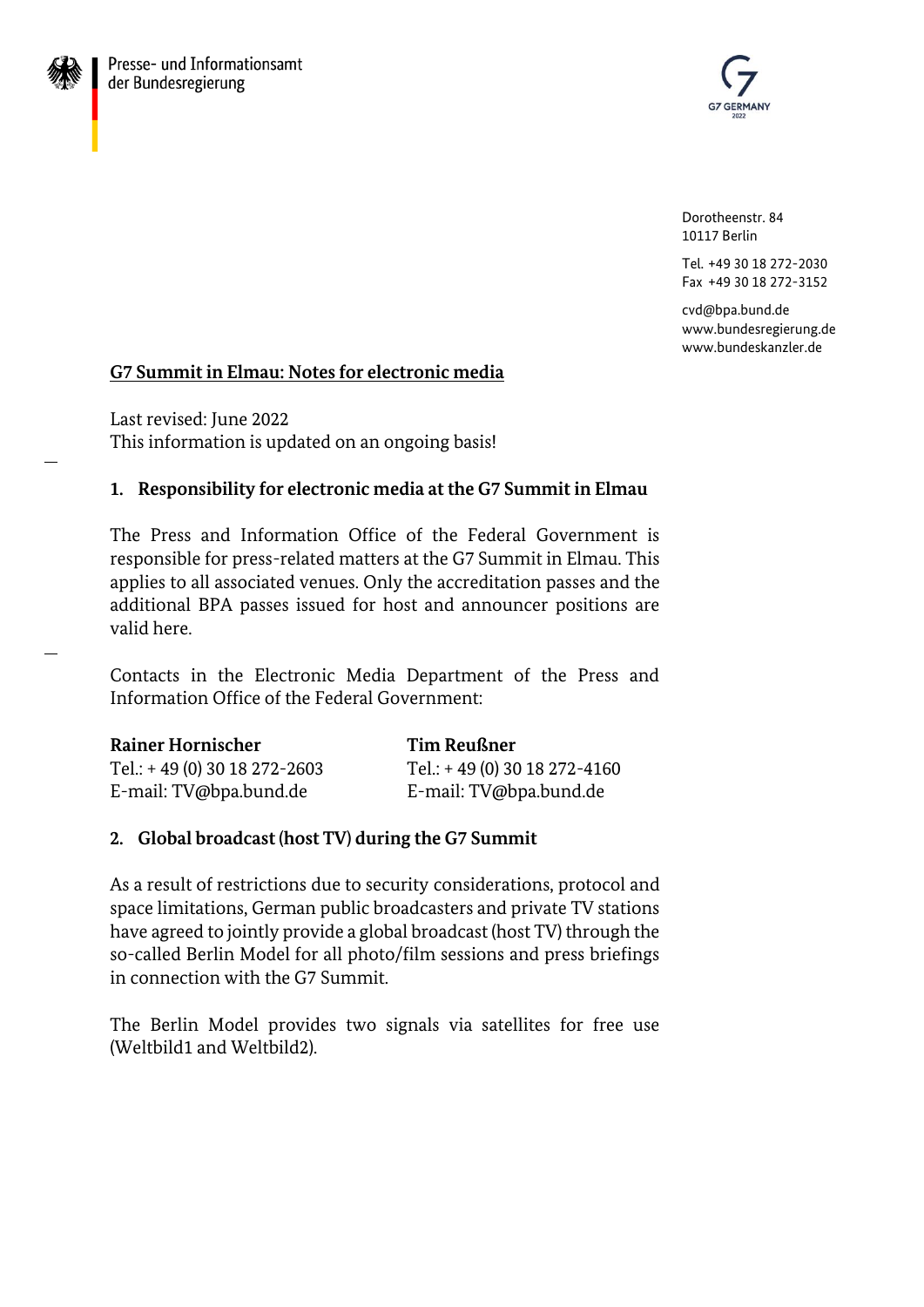Presse- und Informationsamt der Bundesregierung

G7 GERMANY 2022

Dorotheenstr. 84
10117 Berlin

Tel. +49 30 18 272-2030
Fax +49 30 18 272-3152

cvd@bpa.bund.de
www.bundesregierung.de
www.bundeskanzler.de

# G7 Summit in Elmau: Notes for electronic media

Last revised: June 2022
This information is updated on an ongoing basis!

## 1. Responsibility for electronic media at the G7 Summit in Elmau

The Press and Information Office of the Federal Government is responsible for press-related matters at the G7 Summit in Elmau. This applies to all associated venues. Only the accreditation passes and the additional BPA passes issued for host and announcer positions are valid here.

Contacts in the Electronic Media Department of the Press and Information Office of the Federal Government:

**Rainer Hornischer**
Tel.: + 49 (0) 30 18 272-2603
E-mail: TV@bpa.bund.de

**Tim Reußner**
Tel.: + 49 (0) 30 18 272-4160
E-mail: TV@bpa.bund.de

## 2. Global broadcast (host TV) during the G7 Summit

As a result of restrictions due to security considerations, protocol and space limitations, German public broadcasters and private TV stations have agreed to jointly provide a global broadcast (host TV) through the so-called Berlin Model for all photo/film sessions and press briefings in connection with the G7 Summit.

The Berlin Model provides two signals via satellites for free use (Weltbild1 and Weltbild2).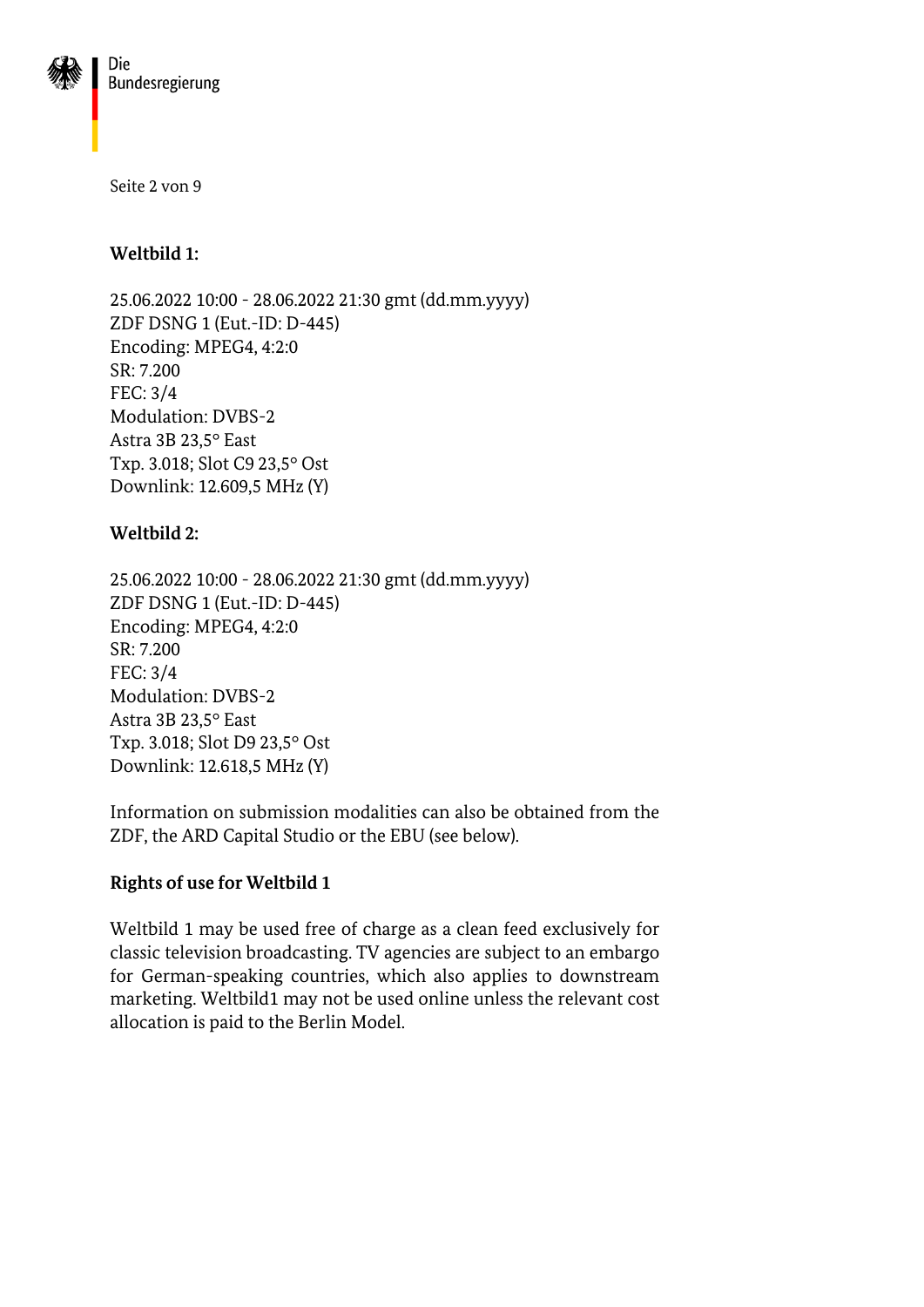**Weltbild 1:**

25.06.2022 10:00 - 28.06.2022 21:30 gmt (dd.mm.yyyy)
ZDF DSNG 1 (Eut.-ID: D-445)
Encoding: MPEG4, 4:2:0
SR: 7.200
FEC: 3/4
Modulation: DVBS-2
Astra 3B 23,5° East
Txp. 3.018; Slot C9 23,5° Ost
Downlink: 12.609,5 MHz (Y)

**Weltbild 2:**

25.06.2022 10:00 - 28.06.2022 21:30 gmt (dd.mm.yyyy)
ZDF DSNG 1 (Eut.-ID: D-445)
Encoding: MPEG4, 4:2:0
SR: 7.200
FEC: 3/4
Modulation: DVBS-2
Astra 3B 23,5° East
Txp. 3.018; Slot D9 23,5° Ost
Downlink: 12.618,5 MHz (Y)

Information on submission modalities can also be obtained from the ZDF, the ARD Capital Studio or the EBU (see below).

**Rights of use for Weltbild 1**

Weltbild 1 may be used free of charge as a clean feed exclusively for classic television broadcasting. TV agencies are subject to an embargo for German-speaking countries, which also applies to downstream marketing. Weltbild1 may not be used online unless the relevant cost allocation is paid to the Berlin Model.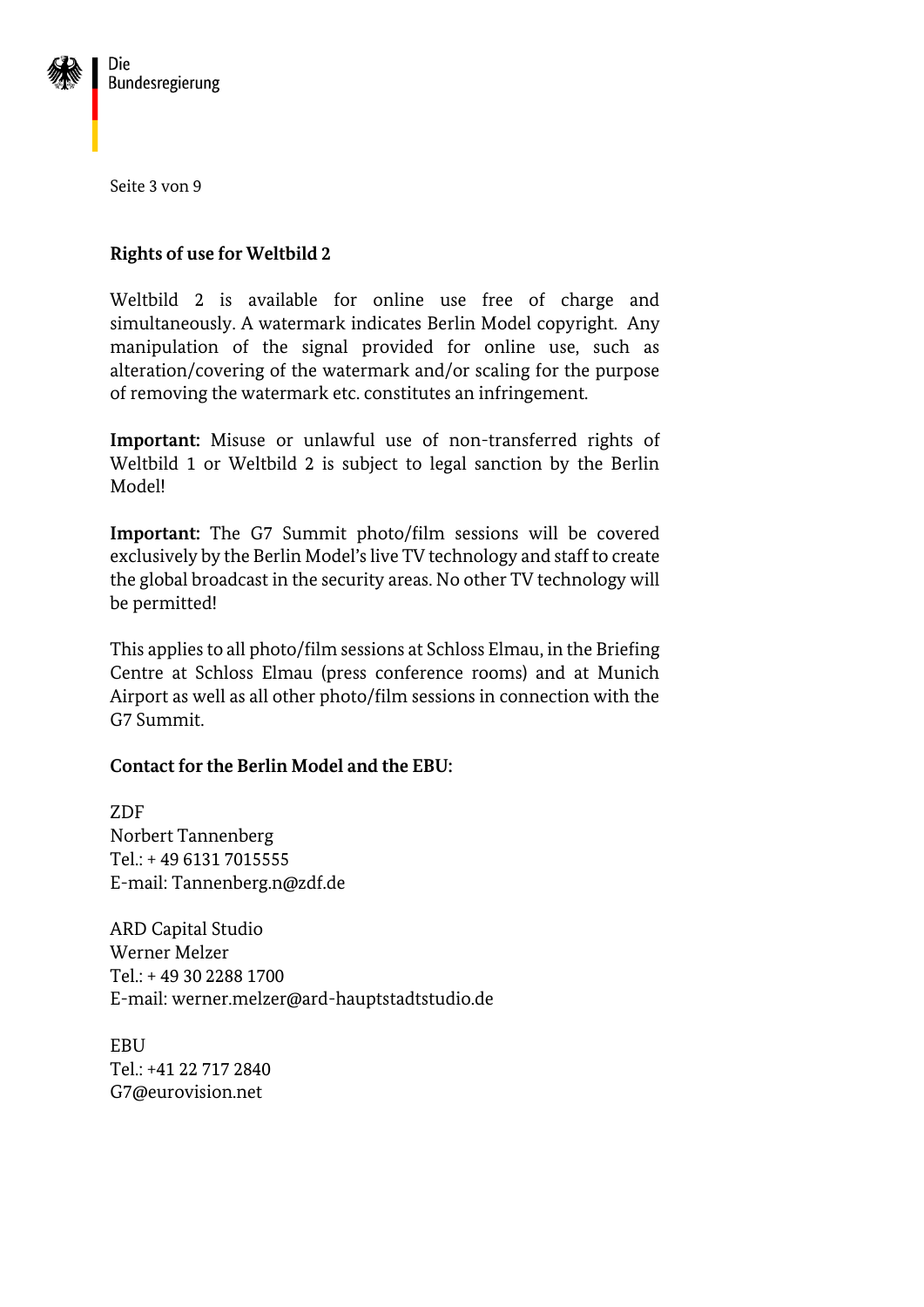**Rights of use for Weltbild 2**

Weltbild 2 is available for online use free of charge and simultaneously. A watermark indicates Berlin Model copyright. Any manipulation of the signal provided for online use, such as alteration/covering of the watermark and/or scaling for the purpose of removing the watermark etc. constitutes an infringement.

**Important:** Misuse or unlawful use of non-transferred rights of Weltbild 1 or Weltbild 2 is subject to legal sanction by the Berlin Model!

**Important:** The G7 Summit photo/film sessions will be covered exclusively by the Berlin Model's live TV technology and staff to create the global broadcast in the security areas. No other TV technology will be permitted!

This applies to all photo/film sessions at Schloss Elmau, in the Briefing Centre at Schloss Elmau (press conference rooms) and at Munich Airport as well as all other photo/film sessions in connection with the G7 Summit.

**Contact for the Berlin Model and the EBU:**

ZDF
Norbert Tannenberg
Tel.: + 49 6131 7015555
E-mail: Tannenberg.n@zdf.de

ARD Capital Studio
Werner Melzer
Tel.: + 49 30 2288 1700
E-mail: werner.melzer@ard-hauptstadtstudio.de

EBU
Tel.: +41 22 717 2840
G7@eurovision.net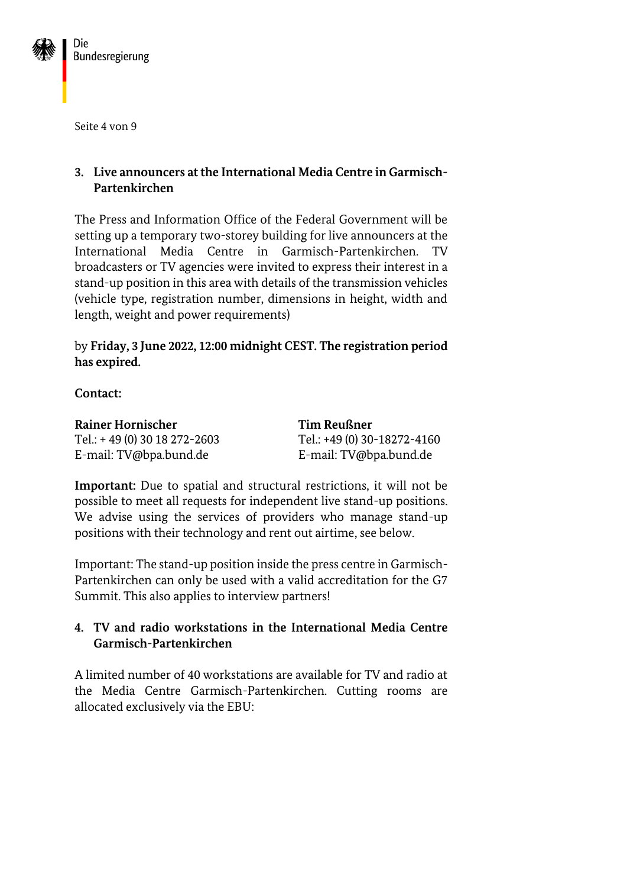## 3. Live announcers at the International Media Centre in Garmisch-Partenkirchen

The Press and Information Office of the Federal Government will be setting up a temporary two-storey building for live announcers at the International Media Centre in Garmisch-Partenkirchen. TV broadcasters or TV agencies were invited to express their interest in a stand-up position in this area with details of the transmission vehicles (vehicle type, registration number, dimensions in height, width and length, weight and power requirements)

by **Friday, 3 June 2022, 12:00 midnight CEST. The registration period has expired.**

**Contact:**

**Rainer Hornischer**
Tel.: + 49 (0) 30 18 272-2603
E-mail: TV@bpa.bund.de

**Tim Reußner**
Tel.: +49 (0) 30-18272-4160
E-mail: TV@bpa.bund.de

**Important:** Due to spatial and structural restrictions, it will not be possible to meet all requests for independent live stand-up positions. We advise using the services of providers who manage stand-up positions with their technology and rent out airtime, see below.

Important: The stand-up position inside the press centre in Garmisch-Partenkirchen can only be used with a valid accreditation for the G7 Summit. This also applies to interview partners!

## 4. TV and radio workstations in the International Media Centre Garmisch-Partenkirchen

A limited number of 40 workstations are available for TV and radio at the Media Centre Garmisch-Partenkirchen. Cutting rooms are allocated exclusively via the EBU: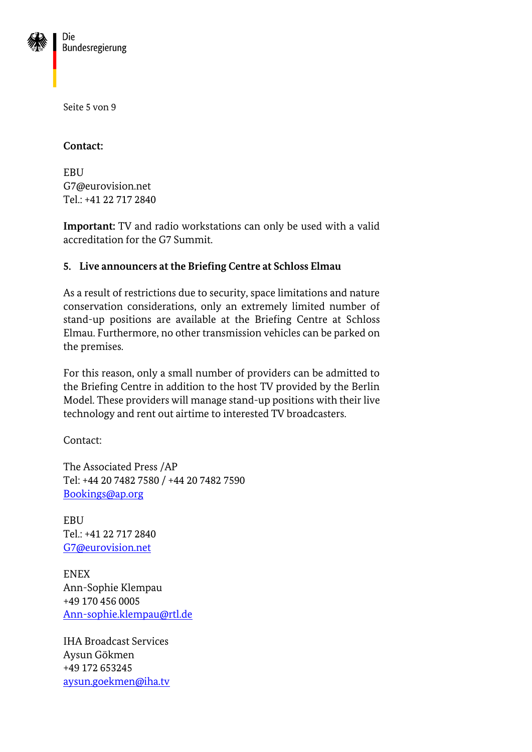**Contact:**

EBU
G7@eurovision.net
Tel.: +41 22 717 2840

**Important:** TV and radio workstations can only be used with a valid accreditation for the G7 Summit.

## 5. Live announcers at the Briefing Centre at Schloss Elmau

As a result of restrictions due to security, space limitations and nature conservation considerations, only an extremely limited number of stand-up positions are available at the Briefing Centre at Schloss Elmau. Furthermore, no other transmission vehicles can be parked on the premises.

For this reason, only a small number of providers can be admitted to the Briefing Centre in addition to the host TV provided by the Berlin Model. These providers will manage stand-up positions with their live technology and rent out airtime to interested TV broadcasters.

Contact:

The Associated Press /AP
Tel: +44 20 7482 7580 / +44 20 7482 7590
Bookings@ap.org

EBU
Tel.: +41 22 717 2840
G7@eurovision.net

ENEX
Ann-Sophie Klempau
+49 170 456 0005
Ann-sophie.klempau@rtl.de

IHA Broadcast Services
Aysun Gökmen
+49 172 653245
aysun.goekmen@iha.tv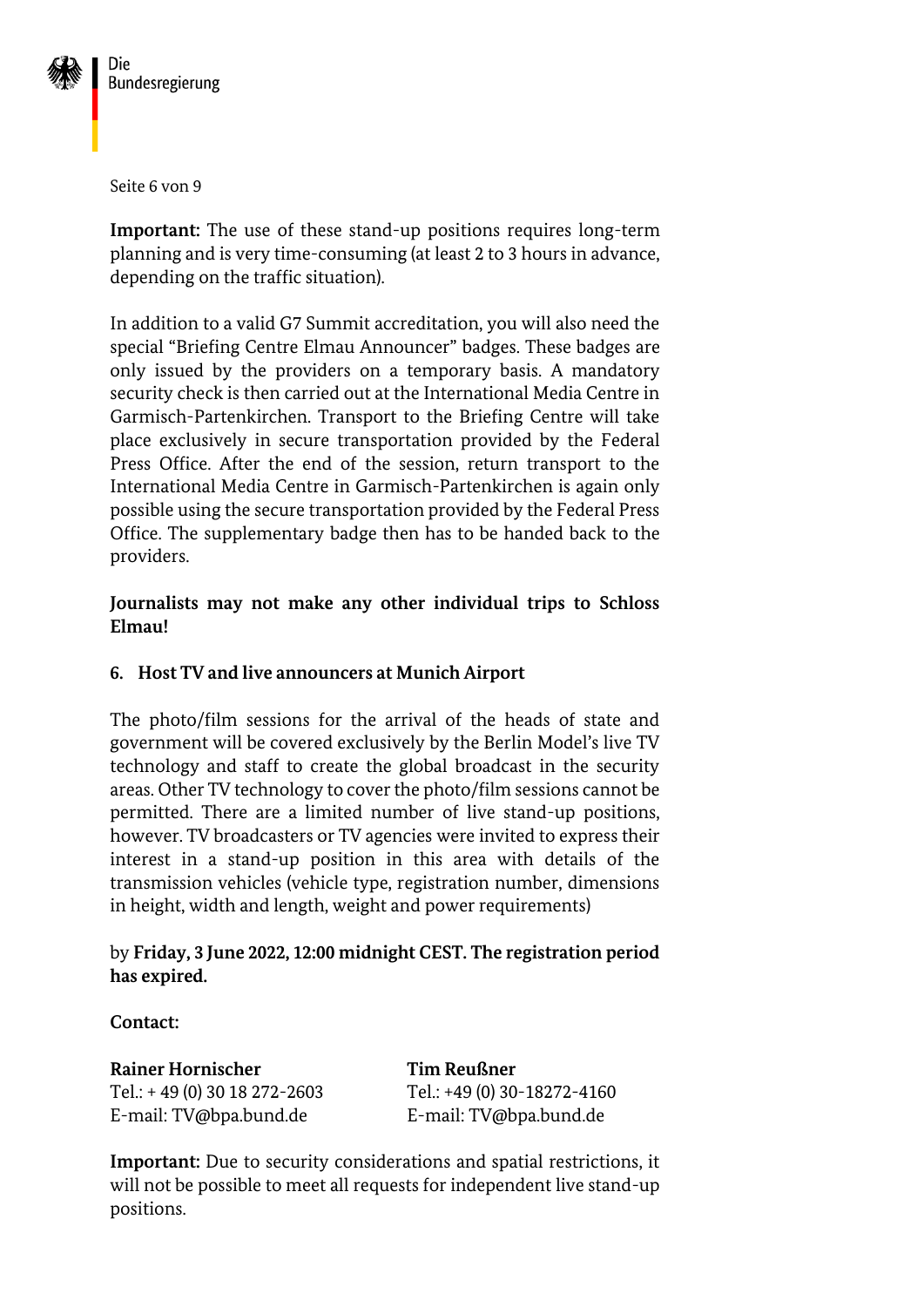**Important:** The use of these stand-up positions requires long-term planning and is very time-consuming (at least 2 to 3 hours in advance, depending on the traffic situation).

In addition to a valid G7 Summit accreditation, you will also need the special "Briefing Centre Elmau Announcer" badges. These badges are only issued by the providers on a temporary basis. A mandatory security check is then carried out at the International Media Centre in Garmisch-Partenkirchen. Transport to the Briefing Centre will take place exclusively in secure transportation provided by the Federal Press Office. After the end of the session, return transport to the International Media Centre in Garmisch-Partenkirchen is again only possible using the secure transportation provided by the Federal Press Office. The supplementary badge then has to be handed back to the providers.

**Journalists may not make any other individual trips to Schloss Elmau!**

## 6. Host TV and live announcers at Munich Airport

The photo/film sessions for the arrival of the heads of state and government will be covered exclusively by the Berlin Model's live TV technology and staff to create the global broadcast in the security areas. Other TV technology to cover the photo/film sessions cannot be permitted. There are a limited number of live stand-up positions, however. TV broadcasters or TV agencies were invited to express their interest in a stand-up position in this area with details of the transmission vehicles (vehicle type, registration number, dimensions in height, width and length, weight and power requirements)

by **Friday, 3 June 2022, 12:00 midnight CEST. The registration period has expired.**

**Contact:**

| | |
|---|---|
| **Rainer Hornischer** | **Tim Reußner** |
| Tel.: + 49 (0) 30 18 272-2603 | Tel.: +49 (0) 30-18272-4160 |
| E-mail: TV@bpa.bund.de | E-mail: TV@bpa.bund.de |

**Important:** Due to security considerations and spatial restrictions, it will not be possible to meet all requests for independent live stand-up positions.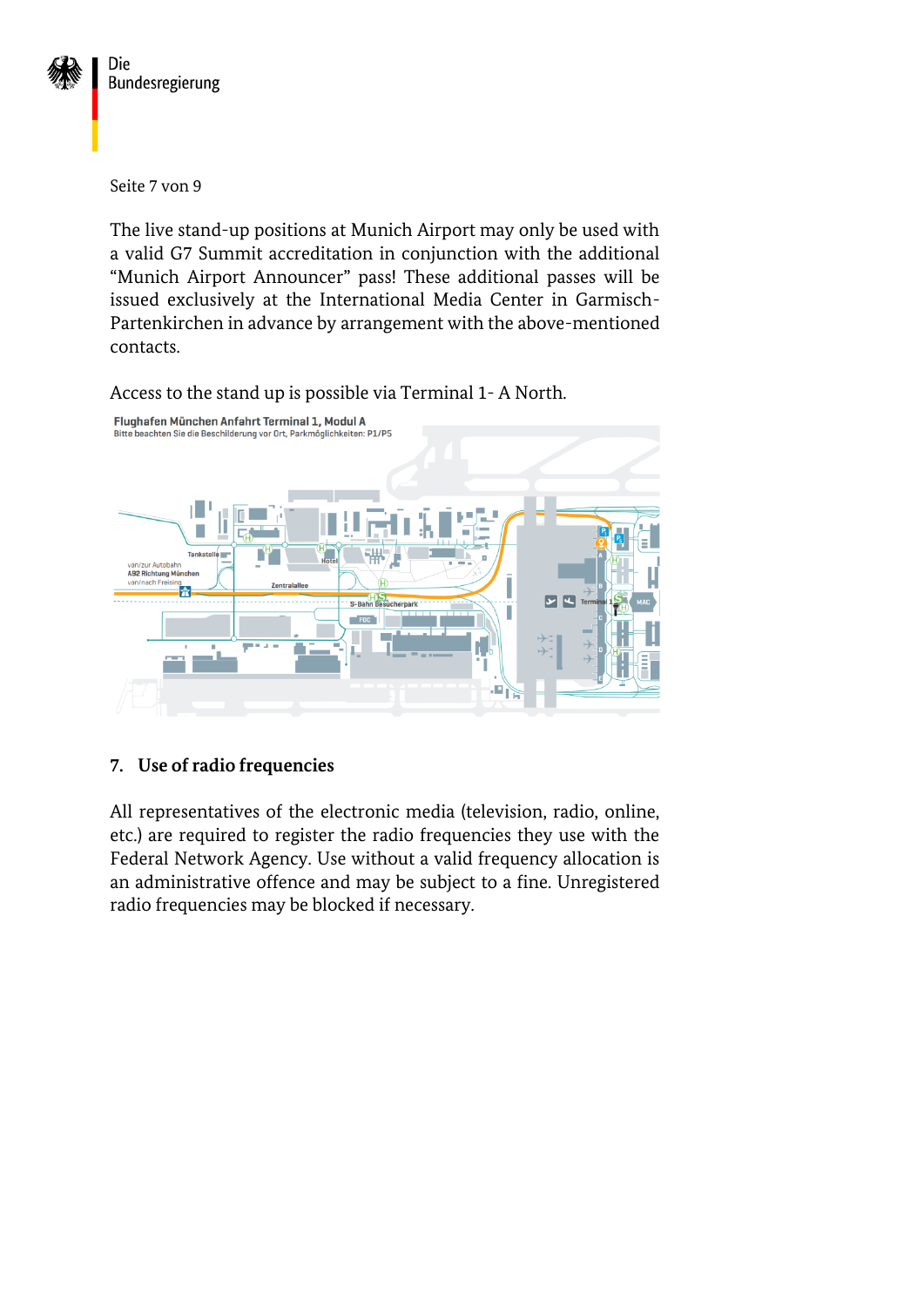The live stand-up positions at Munich Airport may only be used with a valid G7 Summit accreditation in conjunction with the additional “Munich Airport Announcer” pass! These additional passes will be issued exclusively at the International Media Center in Garmisch-Partenkirchen in advance by arrangement with the above-mentioned contacts.

Access to the stand up is possible via Terminal 1- A North.

Flughafen München Anfahrt Terminal 1, Modul A
Bitte beachten Sie die Beschilderung vor Ort, Parkmöglichkeiten: P1/P5

Tankstelle
von/zur Autobahn
A92 Richtung München
von/nach Freising
Hotel
Zentralallee
S-Bahn Besucherpark
FOC
Terminal 1
MAC

## 7. Use of radio frequencies

All representatives of the electronic media (television, radio, online, etc.) are required to register the radio frequencies they use with the Federal Network Agency. Use without a valid frequency allocation is an administrative offence and may be subject to a fine. Unregistered radio frequencies may be blocked if necessary.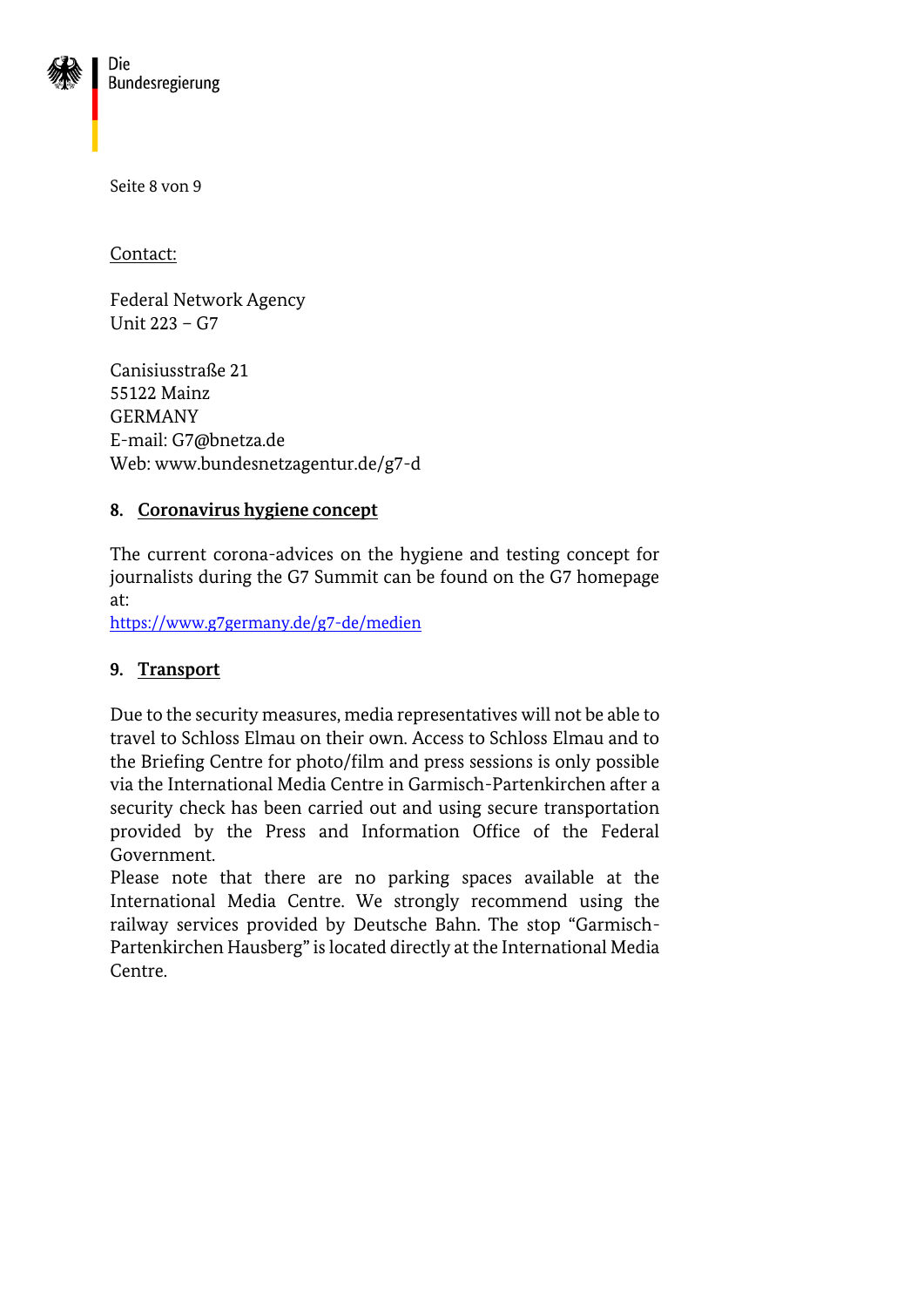Contact:

Federal Network Agency
Unit 223 – G7

Canisiusstraße 21
55122 Mainz
GERMANY
E-mail: G7@bnetza.de
Web: www.bundesnetzagentur.de/g7-d

## 8. Coronavirus hygiene concept

The current corona-advices on the hygiene and testing concept for journalists during the G7 Summit can be found on the G7 homepage at:
https://www.g7germany.de/g7-de/medien

## 9. Transport

Due to the security measures, media representatives will not be able to travel to Schloss Elmau on their own. Access to Schloss Elmau and to the Briefing Centre for photo/film and press sessions is only possible via the International Media Centre in Garmisch-Partenkirchen after a security check has been carried out and using secure transportation provided by the Press and Information Office of the Federal Government.
Please note that there are no parking spaces available at the International Media Centre. We strongly recommend using the railway services provided by Deutsche Bahn. The stop "Garmisch-Partenkirchen Hausberg" is located directly at the International Media Centre.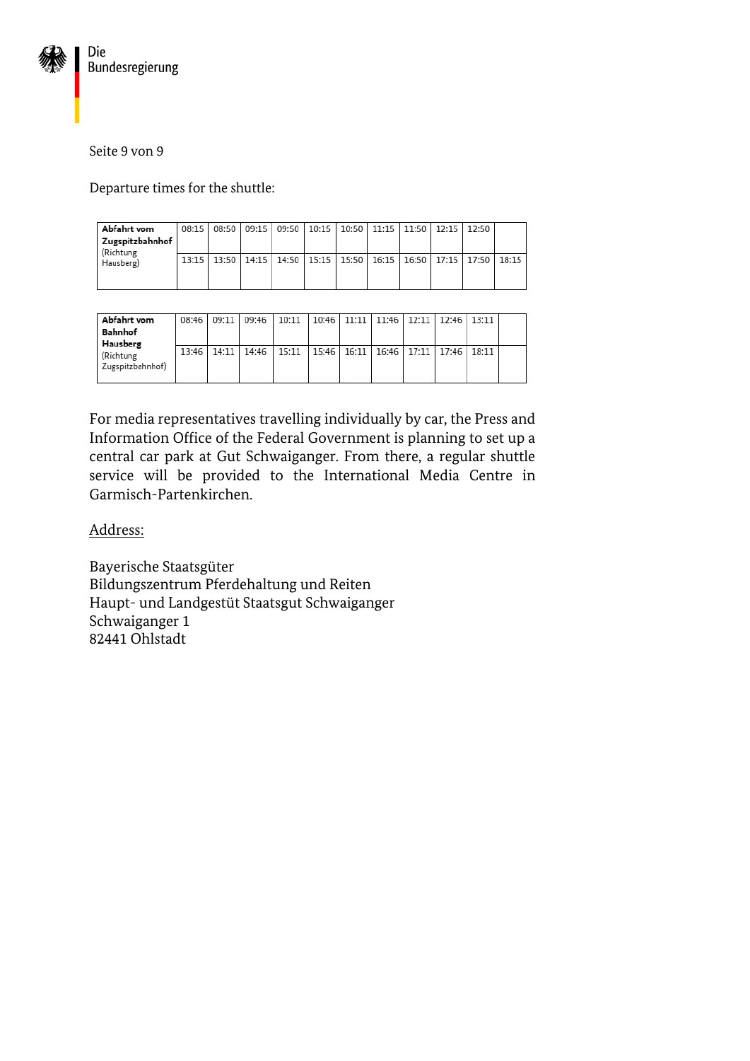Departure times for the shuttle:

| | | | | | | | | | | | |
|---|---|---|---|---|---|---|---|---|---|---|---|
| **Abfahrt vom Zugspitzbahnhof** (Richtung Hausberg) | 08:15 | 08:50 | 09:15 | 09:50 | 10:15 | 10:50 | 11:15 | 11:50 | 12:15 | 12:50 | |
| | 13:15 | 13:50 | 14:15 | 14:50 | 15:15 | 15:50 | 16:15 | 16:50 | 17:15 | 17:50 | 18:15 |

| | | | | | | | | | | | |
|---|---|---|---|---|---|---|---|---|---|---|---|
| **Abfahrt vom Bahnhof Hausberg** (Richtung Zugspitzbahnhof) | 08:46 | 09:11 | 09:46 | 10:11 | 10:46 | 11:11 | 11:46 | 12:11 | 12:46 | 13:11 | |
| | 13:46 | 14:11 | 14:46 | 15:11 | 15:46 | 16:11 | 16:46 | 17:11 | 17:46 | 18:11 | |

For media representatives travelling individually by car, the Press and Information Office of the Federal Government is planning to set up a central car park at Gut Schwaiganger. From there, a regular shuttle service will be provided to the International Media Centre in Garmisch-Partenkirchen.

Address:

Bayerische Staatsgüter
Bildungszentrum Pferdehaltung und Reiten
Haupt- und Landgestüt Staatsgut Schwaiganger
Schwaiganger 1
82441 Ohlstadt